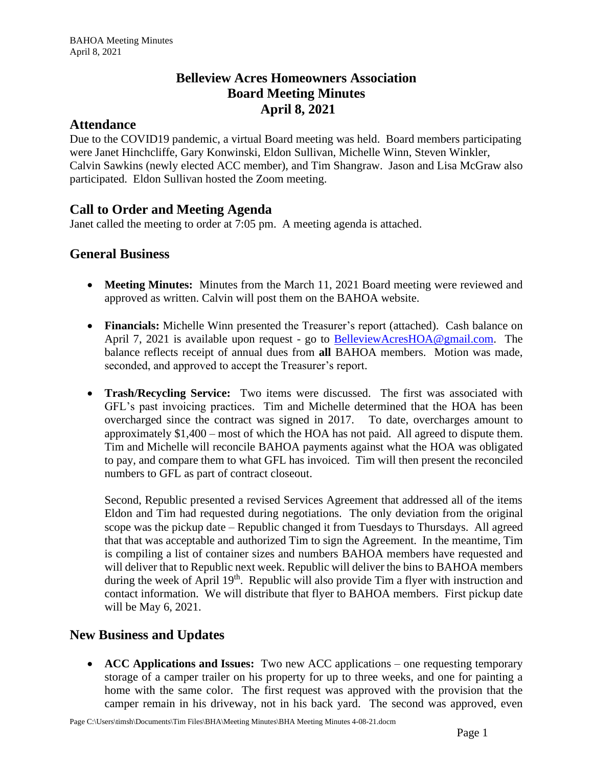# Belleview Acres Homeowners Association
# Board Meeting Minutes
# April 8, 2021

## Attendance

Due to the COVID19 pandemic, a virtual Board meeting was held. Board members participating were Janet Hinchcliffe, Gary Konwinski, Eldon Sullivan, Michelle Winn, Steven Winkler, Calvin Sawkins (newly elected ACC member), and Tim Shangraw. Jason and Lisa McGraw also participated. Eldon Sullivan hosted the Zoom meeting.

## Call to Order and Meeting Agenda

Janet called the meeting to order at 7:05 pm. A meeting agenda is attached.

## General Business

- **Meeting Minutes:** Minutes from the March 11, 2021 Board meeting were reviewed and approved as written. Calvin will post them on the BAHOA website.

- **Financials:** Michelle Winn presented the Treasurer's report (attached). Cash balance on April 7, 2021 is available upon request - go to BelleviewAcresHOA@gmail.com. The balance reflects receipt of annual dues from **all** BAHOA members. Motion was made, seconded, and approved to accept the Treasurer's report.

- **Trash/Recycling Service:** Two items were discussed. The first was associated with GFL's past invoicing practices. Tim and Michelle determined that the HOA has been overcharged since the contract was signed in 2017. To date, overcharges amount to approximately $1,400 – most of which the HOA has not paid. All agreed to dispute them. Tim and Michelle will reconcile BAHOA payments against what the HOA was obligated to pay, and compare them to what GFL has invoiced. Tim will then present the reconciled numbers to GFL as part of contract closeout.

  Second, Republic presented a revised Services Agreement that addressed all of the items Eldon and Tim had requested during negotiations. The only deviation from the original scope was the pickup date – Republic changed it from Tuesdays to Thursdays. All agreed that that was acceptable and authorized Tim to sign the Agreement. In the meantime, Tim is compiling a list of container sizes and numbers BAHOA members have requested and will deliver that to Republic next week. Republic will deliver the bins to BAHOA members during the week of April 19th. Republic will also provide Tim a flyer with instruction and contact information. We will distribute that flyer to BAHOA members. First pickup date will be May 6, 2021.

## New Business and Updates

- **ACC Applications and Issues:** Two new ACC applications – one requesting temporary storage of a camper trailer on his property for up to three weeks, and one for painting a home with the same color. The first request was approved with the provision that the camper remain in his driveway, not in his back yard. The second was approved, even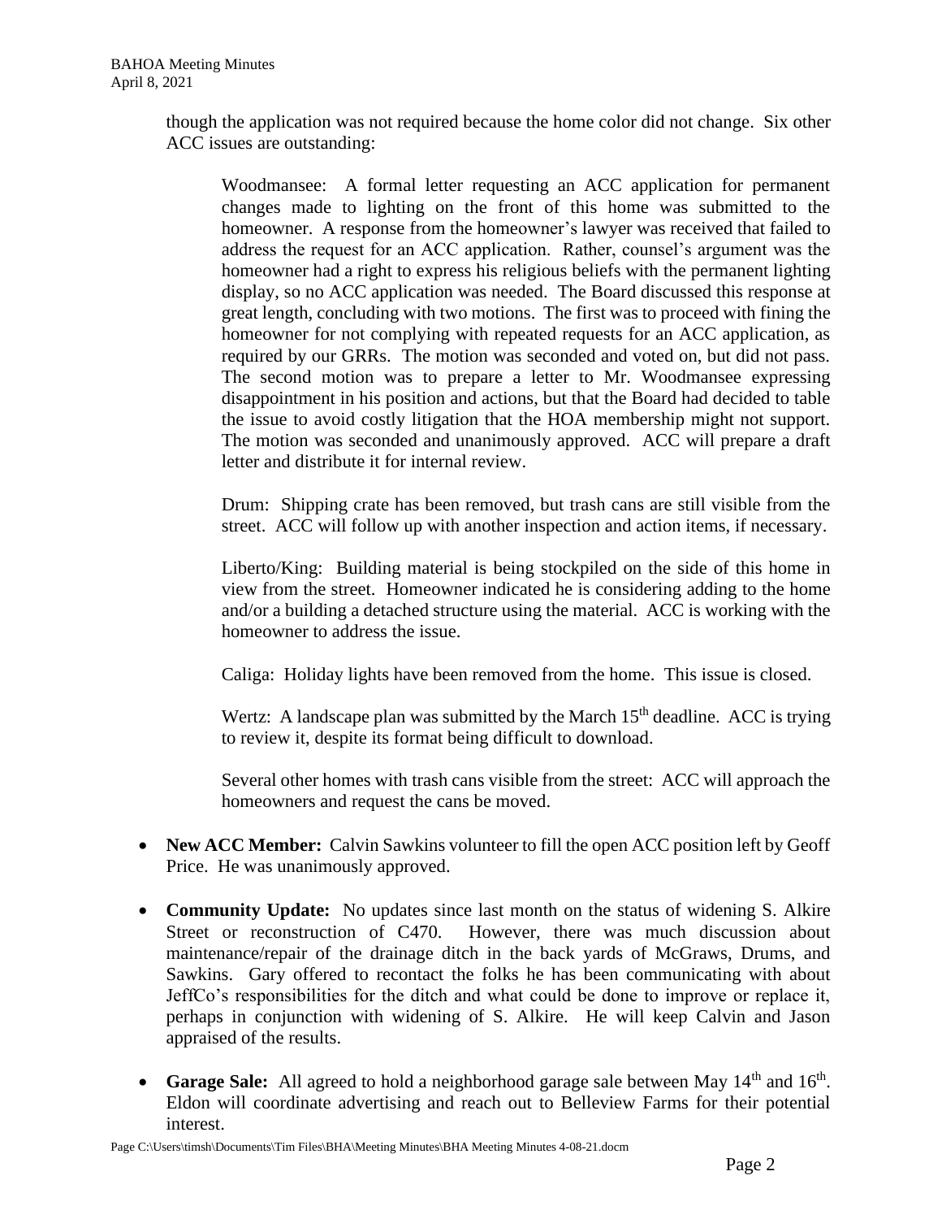though the application was not required because the home color did not change. Six other ACC issues are outstanding:

Woodmansee: A formal letter requesting an ACC application for permanent changes made to lighting on the front of this home was submitted to the homeowner. A response from the homeowner's lawyer was received that failed to address the request for an ACC application. Rather, counsel's argument was the homeowner had a right to express his religious beliefs with the permanent lighting display, so no ACC application was needed. The Board discussed this response at great length, concluding with two motions. The first was to proceed with fining the homeowner for not complying with repeated requests for an ACC application, as required by our GRRs. The motion was seconded and voted on, but did not pass. The second motion was to prepare a letter to Mr. Woodmansee expressing disappointment in his position and actions, but that the Board had decided to table the issue to avoid costly litigation that the HOA membership might not support. The motion was seconded and unanimously approved. ACC will prepare a draft letter and distribute it for internal review.

Drum: Shipping crate has been removed, but trash cans are still visible from the street. ACC will follow up with another inspection and action items, if necessary.

Liberto/King: Building material is being stockpiled on the side of this home in view from the street. Homeowner indicated he is considering adding to the home and/or a building a detached structure using the material. ACC is working with the homeowner to address the issue.

Caliga: Holiday lights have been removed from the home. This issue is closed.

Wertz: A landscape plan was submitted by the March 15th deadline. ACC is trying to review it, despite its format being difficult to download.

Several other homes with trash cans visible from the street: ACC will approach the homeowners and request the cans be moved.

- **New ACC Member:** Calvin Sawkins volunteer to fill the open ACC position left by Geoff Price. He was unanimously approved.

- **Community Update:** No updates since last month on the status of widening S. Alkire Street or reconstruction of C470. However, there was much discussion about maintenance/repair of the drainage ditch in the back yards of McGraws, Drums, and Sawkins. Gary offered to recontact the folks he has been communicating with about JeffCo's responsibilities for the ditch and what could be done to improve or replace it, perhaps in conjunction with widening of S. Alkire. He will keep Calvin and Jason appraised of the results.

- **Garage Sale:** All agreed to hold a neighborhood garage sale between May 14th and 16th. Eldon will coordinate advertising and reach out to Belleview Farms for their potential interest.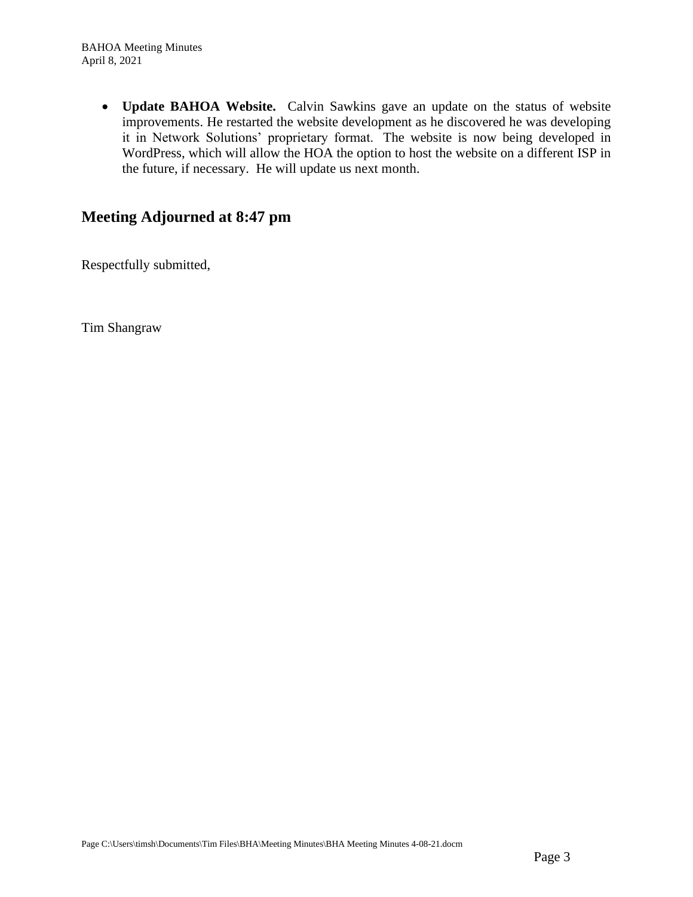- **Update BAHOA Website.** Calvin Sawkins gave an update on the status of website improvements. He restarted the website development as he discovered he was developing it in Network Solutions' proprietary format. The website is now being developed in WordPress, which will allow the HOA the option to host the website on a different ISP in the future, if necessary. He will update us next month.

## Meeting Adjourned at 8:47 pm

Respectfully submitted,

Tim Shangraw